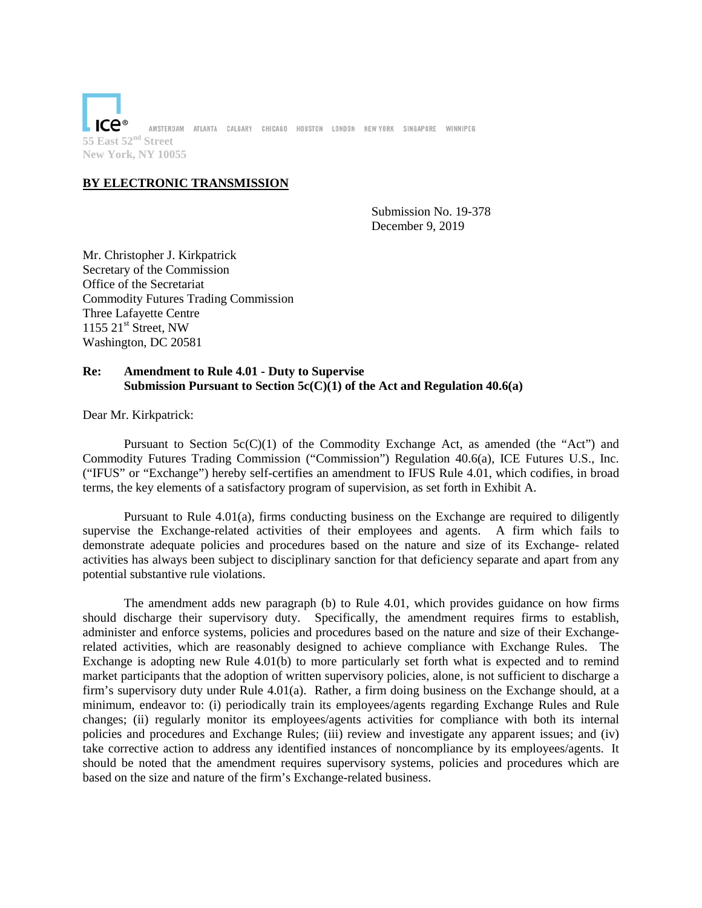ICE® AMSTERDAM ATLANTA CALGARY CHICAGO HOUSTON LONDON NEW YORK SINGAPORE WINNIPEG

55 East 52nd Street
New York, NY 10055

**BY ELECTRONIC TRANSMISSION**

Submission No. 19-378
December 9, 2019

Mr. Christopher J. Kirkpatrick
Secretary of the Commission
Office of the Secretariat
Commodity Futures Trading Commission
Three Lafayette Centre
1155 21st Street, NW
Washington, DC 20581

**Re: Amendment to Rule 4.01 - Duty to Supervise**
**Submission Pursuant to Section 5c(C)(1) of the Act and Regulation 40.6(a)**

Dear Mr. Kirkpatrick:

Pursuant to Section 5c(C)(1) of the Commodity Exchange Act, as amended (the "Act") and Commodity Futures Trading Commission ("Commission") Regulation 40.6(a), ICE Futures U.S., Inc. ("IFUS" or "Exchange") hereby self-certifies an amendment to IFUS Rule 4.01, which codifies, in broad terms, the key elements of a satisfactory program of supervision, as set forth in Exhibit A.

Pursuant to Rule 4.01(a), firms conducting business on the Exchange are required to diligently supervise the Exchange-related activities of their employees and agents. A firm which fails to demonstrate adequate policies and procedures based on the nature and size of its Exchange- related activities has always been subject to disciplinary sanction for that deficiency separate and apart from any potential substantive rule violations.

The amendment adds new paragraph (b) to Rule 4.01, which provides guidance on how firms should discharge their supervisory duty. Specifically, the amendment requires firms to establish, administer and enforce systems, policies and procedures based on the nature and size of their Exchange-related activities, which are reasonably designed to achieve compliance with Exchange Rules. The Exchange is adopting new Rule 4.01(b) to more particularly set forth what is expected and to remind market participants that the adoption of written supervisory policies, alone, is not sufficient to discharge a firm's supervisory duty under Rule 4.01(a). Rather, a firm doing business on the Exchange should, at a minimum, endeavor to: (i) periodically train its employees/agents regarding Exchange Rules and Rule changes; (ii) regularly monitor its employees/agents activities for compliance with both its internal policies and procedures and Exchange Rules; (iii) review and investigate any apparent issues; and (iv) take corrective action to address any identified instances of noncompliance by its employees/agents. It should be noted that the amendment requires supervisory systems, policies and procedures which are based on the size and nature of the firm's Exchange-related business.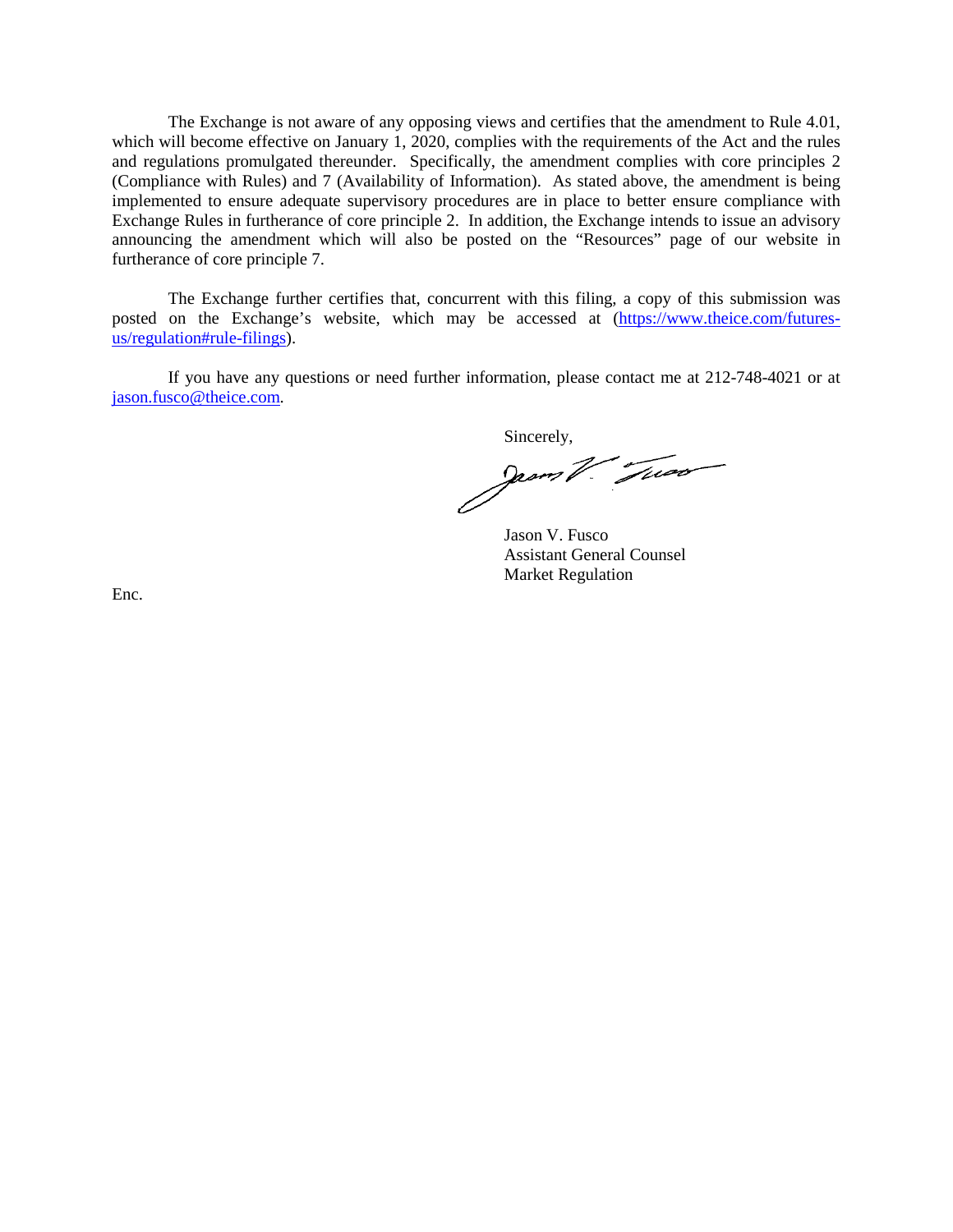The Exchange is not aware of any opposing views and certifies that the amendment to Rule 4.01, which will become effective on January 1, 2020, complies with the requirements of the Act and the rules and regulations promulgated thereunder. Specifically, the amendment complies with core principles 2 (Compliance with Rules) and 7 (Availability of Information). As stated above, the amendment is being implemented to ensure adequate supervisory procedures are in place to better ensure compliance with Exchange Rules in furtherance of core principle 2. In addition, the Exchange intends to issue an advisory announcing the amendment which will also be posted on the "Resources" page of our website in furtherance of core principle 7.

The Exchange further certifies that, concurrent with this filing, a copy of this submission was posted on the Exchange's website, which may be accessed at (https://www.theice.com/futures-us/regulation#rule-filings).

If you have any questions or need further information, please contact me at 212-748-4021 or at jason.fusco@theice.com.

Sincerely,

Jason V. Fusco
Assistant General Counsel
Market Regulation

Enc.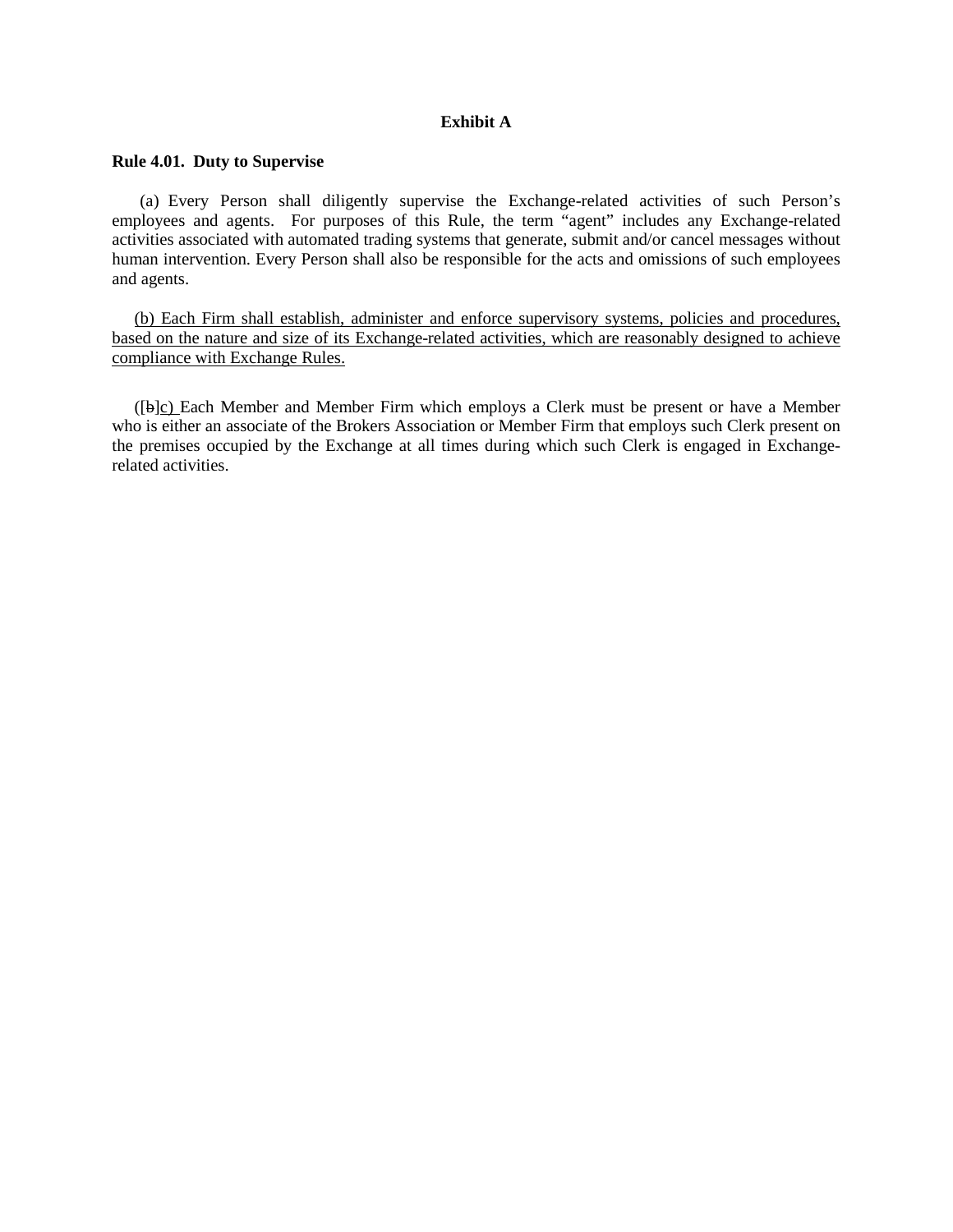**Exhibit A**

**Rule 4.01. Duty to Supervise**

(a) Every Person shall diligently supervise the Exchange-related activities of such Person's employees and agents. For purposes of this Rule, the term "agent" includes any Exchange-related activities associated with automated trading systems that generate, submit and/or cancel messages without human intervention. Every Person shall also be responsible for the acts and omissions of such employees and agents.

<u>(b) Each Firm shall establish, administer and enforce supervisory systems, policies and procedures, based on the nature and size of its Exchange-related activities, which are reasonably designed to achieve compliance with Exchange Rules.</u>

([~~b~~]<u>c)</u> Each Member and Member Firm which employs a Clerk must be present or have a Member who is either an associate of the Brokers Association or Member Firm that employs such Clerk present on the premises occupied by the Exchange at all times during which such Clerk is engaged in Exchange-related activities.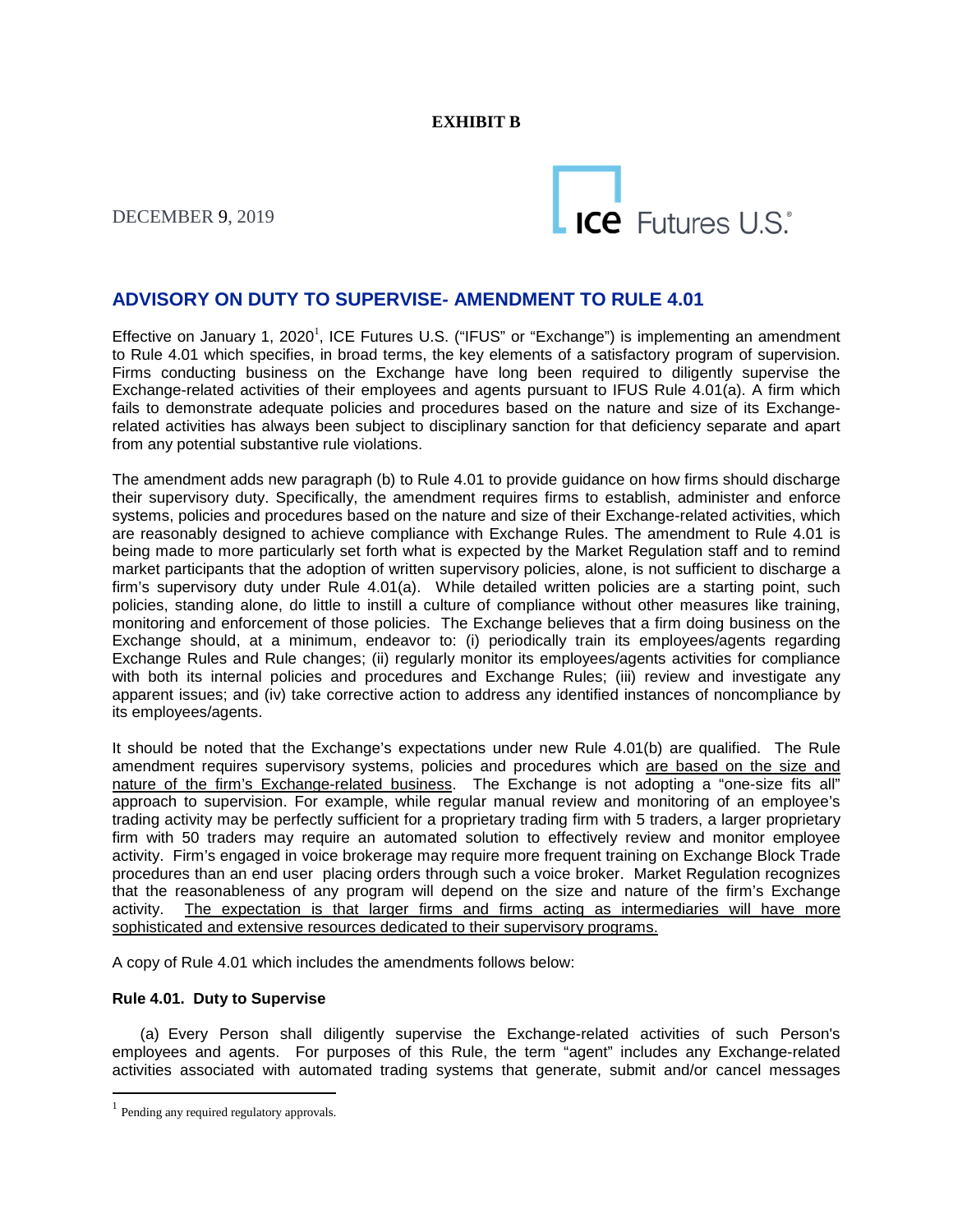**EXHIBIT B**

DECEMBER 9, 2019

ICE Futures U.S.®

## ADVISORY ON DUTY TO SUPERVISE- AMENDMENT TO RULE 4.01

Effective on January 1, 2020[1], ICE Futures U.S. ("IFUS" or "Exchange") is implementing an amendment to Rule 4.01 which specifies, in broad terms, the key elements of a satisfactory program of supervision. Firms conducting business on the Exchange have long been required to diligently supervise the Exchange-related activities of their employees and agents pursuant to IFUS Rule 4.01(a). A firm which fails to demonstrate adequate policies and procedures based on the nature and size of its Exchange-related activities has always been subject to disciplinary sanction for that deficiency separate and apart from any potential substantive rule violations.

The amendment adds new paragraph (b) to Rule 4.01 to provide guidance on how firms should discharge their supervisory duty. Specifically, the amendment requires firms to establish, administer and enforce systems, policies and procedures based on the nature and size of their Exchange-related activities, which are reasonably designed to achieve compliance with Exchange Rules. The amendment to Rule 4.01 is being made to more particularly set forth what is expected by the Market Regulation staff and to remind market participants that the adoption of written supervisory policies, alone, is not sufficient to discharge a firm's supervisory duty under Rule 4.01(a). While detailed written policies are a starting point, such policies, standing alone, do little to instill a culture of compliance without other measures like training, monitoring and enforcement of those policies. The Exchange believes that a firm doing business on the Exchange should, at a minimum, endeavor to: (i) periodically train its employees/agents regarding Exchange Rules and Rule changes; (ii) regularly monitor its employees/agents activities for compliance with both its internal policies and procedures and Exchange Rules; (iii) review and investigate any apparent issues; and (iv) take corrective action to address any identified instances of noncompliance by its employees/agents.

It should be noted that the Exchange's expectations under new Rule 4.01(b) are qualified. The Rule amendment requires supervisory systems, policies and procedures which <u>are based on the size and nature of the firm's Exchange-related business</u>. The Exchange is not adopting a "one-size fits all" approach to supervision. For example, while regular manual review and monitoring of an employee's trading activity may be perfectly sufficient for a proprietary trading firm with 5 traders, a larger proprietary firm with 50 traders may require an automated solution to effectively review and monitor employee activity. Firm's engaged in voice brokerage may require more frequent training on Exchange Block Trade procedures than an end user placing orders through such a voice broker. Market Regulation recognizes that the reasonableness of any program will depend on the size and nature of the firm's Exchange activity. <u>The expectation is that larger firms and firms acting as intermediaries will have more sophisticated and extensive resources dedicated to their supervisory programs.</u>

A copy of Rule 4.01 which includes the amendments follows below:

**Rule 4.01. Duty to Supervise**

(a) Every Person shall diligently supervise the Exchange-related activities of such Person's employees and agents. For purposes of this Rule, the term "agent" includes any Exchange-related activities associated with automated trading systems that generate, submit and/or cancel messages

[1] Pending any required regulatory approvals.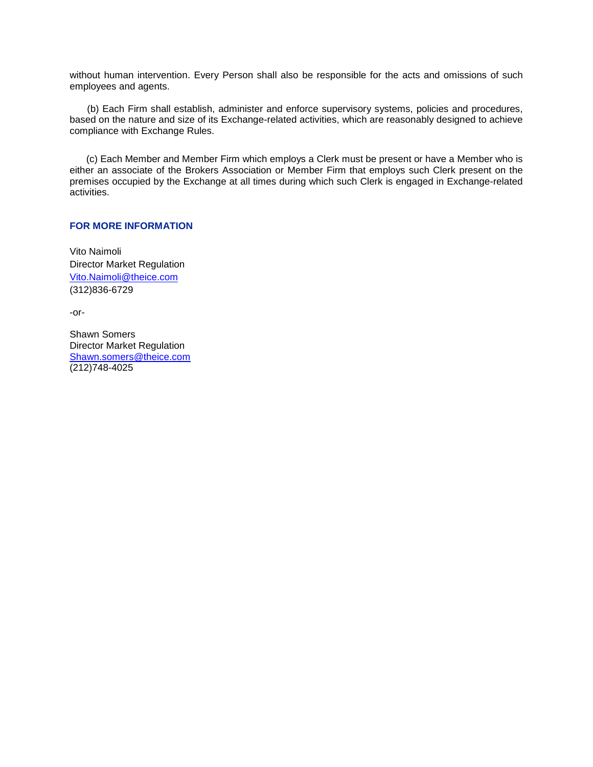without human intervention. Every Person shall also be responsible for the acts and omissions of such employees and agents.

(b) Each Firm shall establish, administer and enforce supervisory systems, policies and procedures, based on the nature and size of its Exchange-related activities, which are reasonably designed to achieve compliance with Exchange Rules.

(c) Each Member and Member Firm which employs a Clerk must be present or have a Member who is either an associate of the Brokers Association or Member Firm that employs such Clerk present on the premises occupied by the Exchange at all times during which such Clerk is engaged in Exchange-related activities.

**FOR MORE INFORMATION**

Vito Naimoli
Director Market Regulation
Vito.Naimoli@theice.com
(312)836-6729

-or-

Shawn Somers
Director Market Regulation
Shawn.somers@theice.com
(212)748-4025